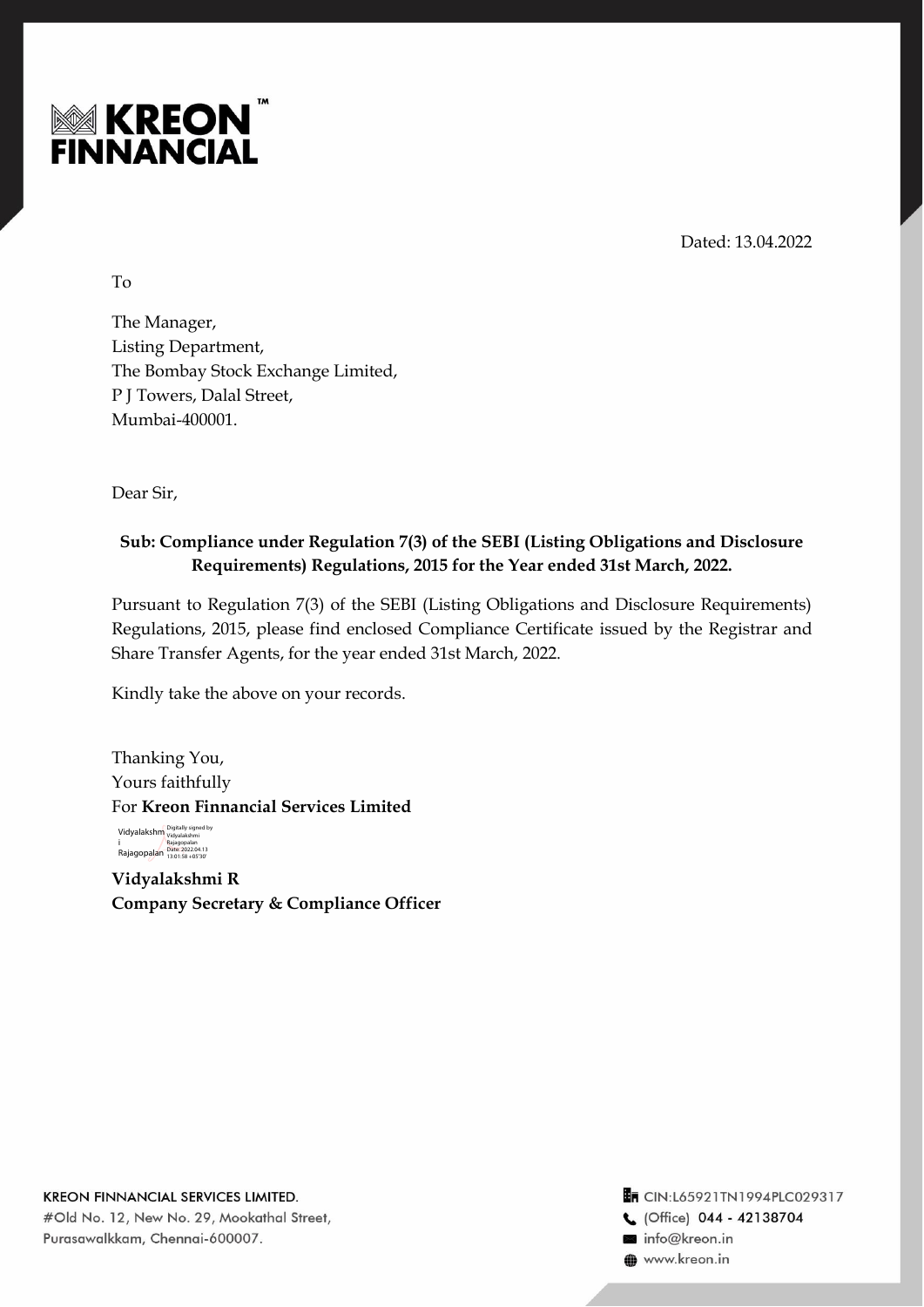**KREON FINNANCIAL**™

Dated: 13.04.2022

To

The Manager,
Listing Department,
The Bombay Stock Exchange Limited,
P J Towers, Dalal Street,
Mumbai-400001.

Dear Sir,

**Sub: Compliance under Regulation 7(3) of the SEBI (Listing Obligations and Disclosure Requirements) Regulations, 2015 for the Year ended 31st March, 2022.**

Pursuant to Regulation 7(3) of the SEBI (Listing Obligations and Disclosure Requirements) Regulations, 2015, please find enclosed Compliance Certificate issued by the Registrar and Share Transfer Agents, for the year ended 31st March, 2022.

Kindly take the above on your records.

Thanking You,
Yours faithfully
For **Kreon Finnancial Services Limited**

Vidyalakshmi Rajagopalan — Digitally signed by Vidyalakshmi Rajagopalan, Date: 2022.04.13 13:01:58 +05'30'

**Vidyalakshmi R**
**Company Secretary & Compliance Officer**

KREON FINNANCIAL SERVICES LIMITED.
#Old No. 12, New No. 29, Mookathal Street,
Purasawalkkam, Chennai-600007.

CIN:L65921TN1994PLC029317
(Office) 044 - 42138704
info@kreon.in
www.kreon.in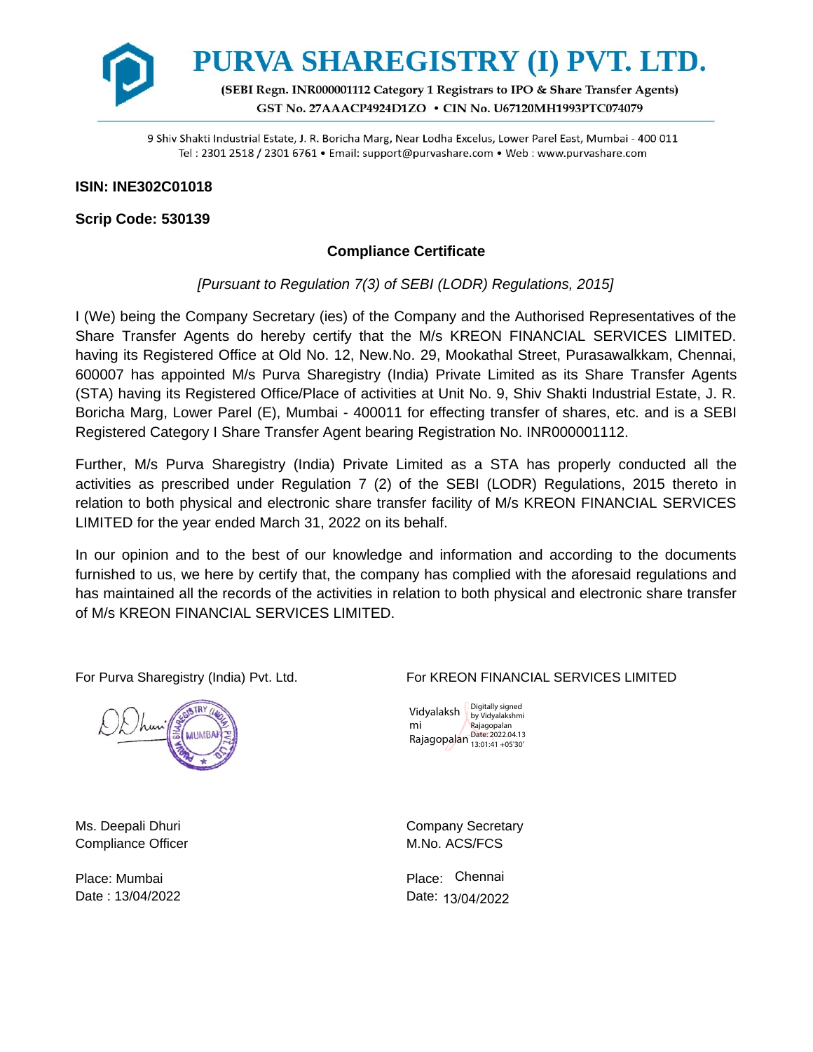# PURVA SHAREGISTRY (I) PVT. LTD.

(SEBI Regn. INR000001112 Category 1 Registrars to IPO & Share Transfer Agents)
GST No. 27AAACP4924D1ZO • CIN No. U67120MH1993PTC074079

9 Shiv Shakti Industrial Estate, J. R. Boricha Marg, Near Lodha Excelus, Lower Parel East, Mumbai - 400 011
Tel : 2301 2518 / 2301 6761 • Email: support@purvashare.com • Web : www.purvashare.com

**ISIN: INE302C01018**

**Scrip Code: 530139**

## Compliance Certificate

*[Pursuant to Regulation 7(3) of SEBI (LODR) Regulations, 2015]*

I (We) being the Company Secretary (ies) of the Company and the Authorised Representatives of the Share Transfer Agents do hereby certify that the M/s KREON FINANCIAL SERVICES LIMITED. having its Registered Office at Old No. 12, New.No. 29, Mookathal Street, Purasawalkkam, Chennai, 600007 has appointed M/s Purva Sharegistry (India) Private Limited as its Share Transfer Agents (STA) having its Registered Office/Place of activities at Unit No. 9, Shiv Shakti Industrial Estate, J. R. Boricha Marg, Lower Parel (E), Mumbai - 400011 for effecting transfer of shares, etc. and is a SEBI Registered Category I Share Transfer Agent bearing Registration No. INR000001112.

Further, M/s Purva Sharegistry (India) Private Limited as a STA has properly conducted all the activities as prescribed under Regulation 7 (2) of the SEBI (LODR) Regulations, 2015 thereto in relation to both physical and electronic share transfer facility of M/s KREON FINANCIAL SERVICES LIMITED for the year ended March 31, 2022 on its behalf.

In our opinion and to the best of our knowledge and information and according to the documents furnished to us, we here by certify that, the company has complied with the aforesaid regulations and has maintained all the records of the activities in relation to both physical and electronic share transfer of M/s KREON FINANCIAL SERVICES LIMITED.

For Purva Sharegistry (India) Pvt. Ltd.

Ms. Deepali Dhuri
Compliance Officer

Place: Mumbai
Date : 13/04/2022

For KREON FINANCIAL SERVICES LIMITED

Vidyalakshmi Rajagopalan
Digitally signed by Vidyalakshmi Rajagopalan
Date: 2022.04.13 13:01:41 +05'30'

Company Secretary
M.No. ACS/FCS

Place: Chennai
Date: 13/04/2022